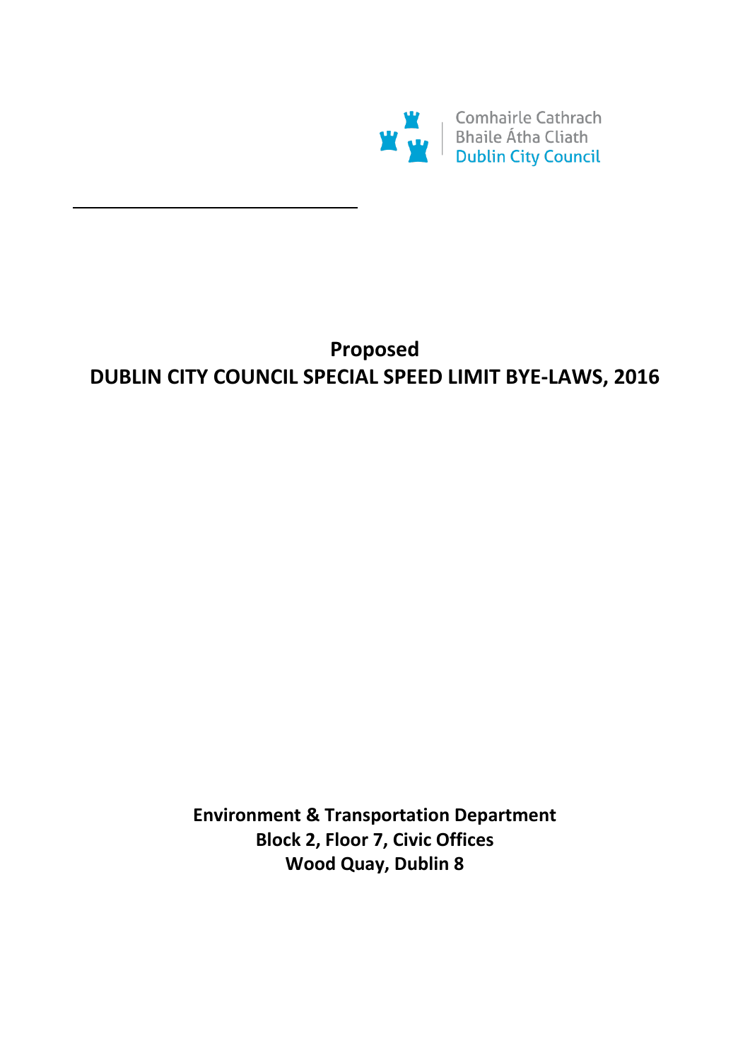Comhairle Cathrach
Bhaile Átha Cliath
Dublin City Council

# Proposed
# DUBLIN CITY COUNCIL SPECIAL SPEED LIMIT BYE-LAWS, 2016

**Environment & Transportation Department**
**Block 2, Floor 7, Civic Offices**
**Wood Quay, Dublin 8**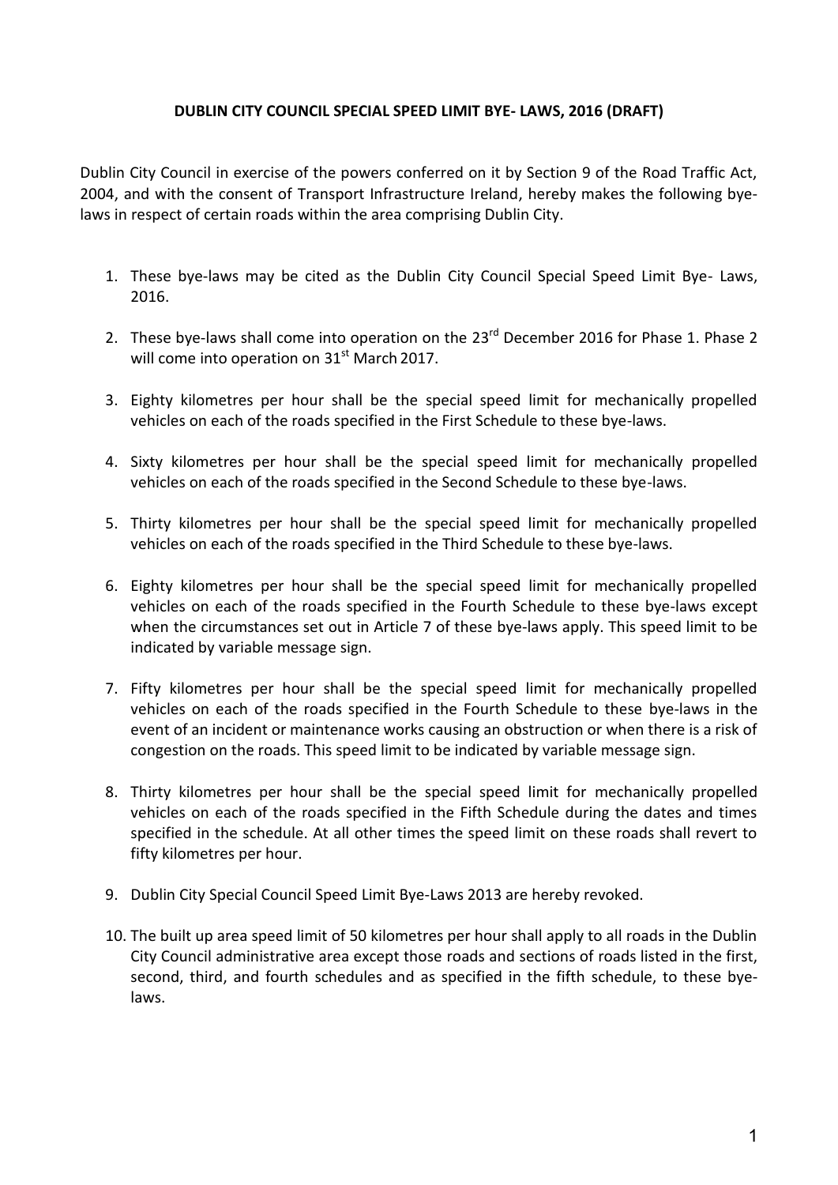# DUBLIN CITY COUNCIL SPECIAL SPEED LIMIT BYE- LAWS, 2016 (DRAFT)

Dublin City Council in exercise of the powers conferred on it by Section 9 of the Road Traffic Act, 2004, and with the consent of Transport Infrastructure Ireland, hereby makes the following bye-laws in respect of certain roads within the area comprising Dublin City.

1. These bye-laws may be cited as the Dublin City Council Special Speed Limit Bye- Laws, 2016.
2. These bye-laws shall come into operation on the 23rd December 2016 for Phase 1. Phase 2 will come into operation on 31st March 2017.
3. Eighty kilometres per hour shall be the special speed limit for mechanically propelled vehicles on each of the roads specified in the First Schedule to these bye-laws.
4. Sixty kilometres per hour shall be the special speed limit for mechanically propelled vehicles on each of the roads specified in the Second Schedule to these bye-laws.
5. Thirty kilometres per hour shall be the special speed limit for mechanically propelled vehicles on each of the roads specified in the Third Schedule to these bye-laws.
6. Eighty kilometres per hour shall be the special speed limit for mechanically propelled vehicles on each of the roads specified in the Fourth Schedule to these bye-laws except when the circumstances set out in Article 7 of these bye-laws apply. This speed limit to be indicated by variable message sign.
7. Fifty kilometres per hour shall be the special speed limit for mechanically propelled vehicles on each of the roads specified in the Fourth Schedule to these bye-laws in the event of an incident or maintenance works causing an obstruction or when there is a risk of congestion on the roads. This speed limit to be indicated by variable message sign.
8. Thirty kilometres per hour shall be the special speed limit for mechanically propelled vehicles on each of the roads specified in the Fifth Schedule during the dates and times specified in the schedule. At all other times the speed limit on these roads shall revert to fifty kilometres per hour.
9. Dublin City Special Council Speed Limit Bye-Laws 2013 are hereby revoked.
10. The built up area speed limit of 50 kilometres per hour shall apply to all roads in the Dublin City Council administrative area except those roads and sections of roads listed in the first, second, third, and fourth schedules and as specified in the fifth schedule, to these bye-laws.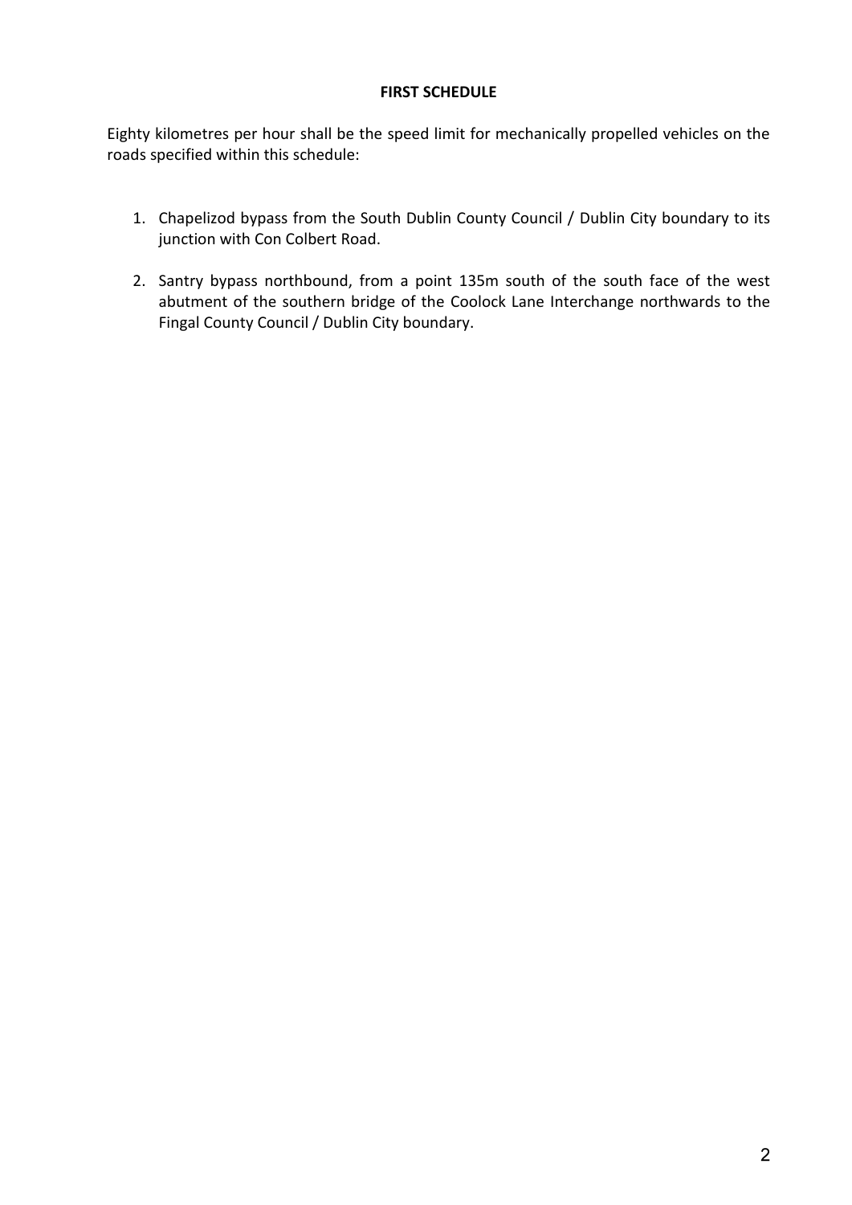**FIRST SCHEDULE**

Eighty kilometres per hour shall be the speed limit for mechanically propelled vehicles on the roads specified within this schedule:

1. Chapelizod bypass from the South Dublin County Council / Dublin City boundary to its junction with Con Colbert Road.
2. Santry bypass northbound, from a point 135m south of the south face of the west abutment of the southern bridge of the Coolock Lane Interchange northwards to the Fingal County Council / Dublin City boundary.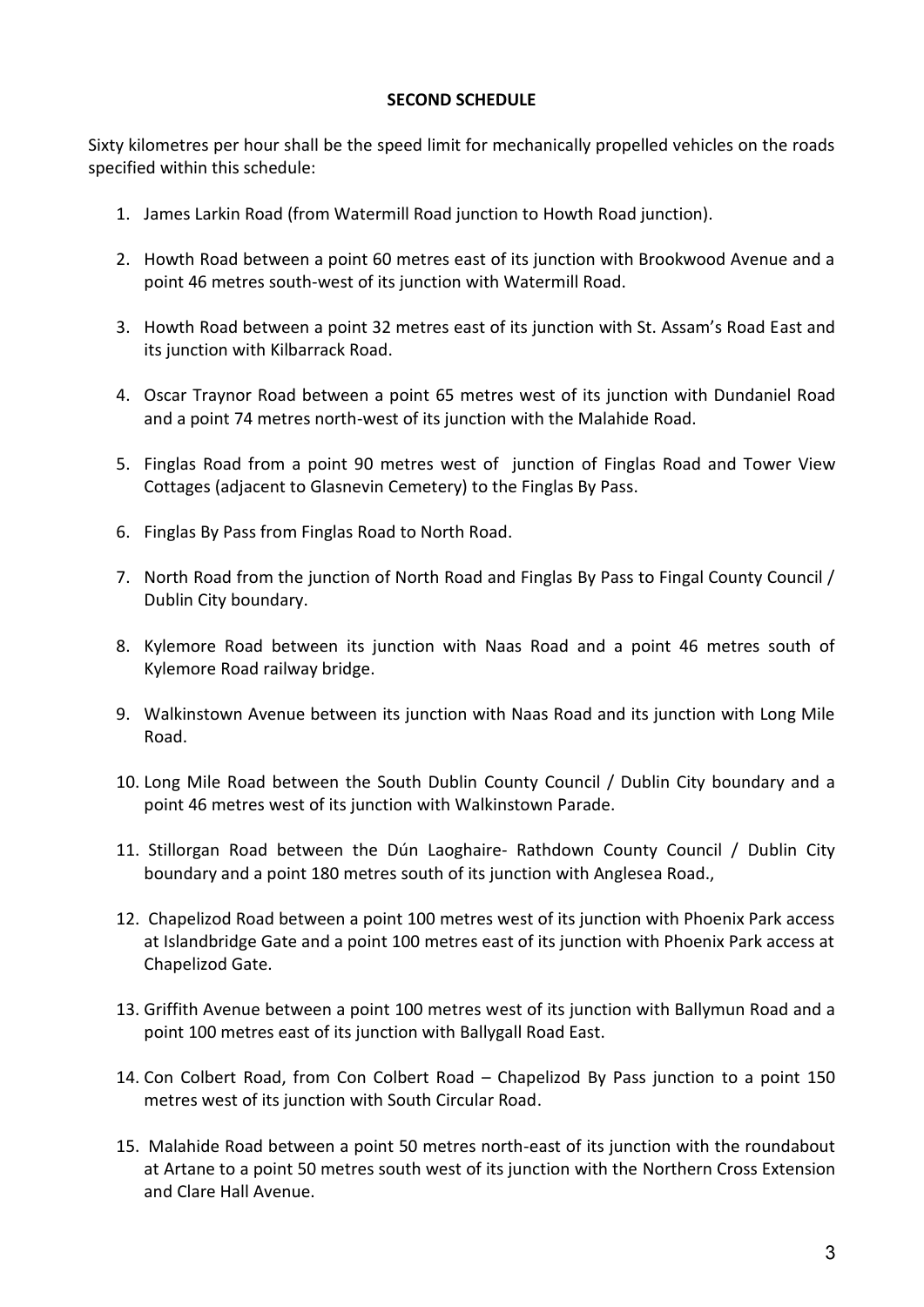## SECOND SCHEDULE

Sixty kilometres per hour shall be the speed limit for mechanically propelled vehicles on the roads specified within this schedule:

1. James Larkin Road (from Watermill Road junction to Howth Road junction).

2. Howth Road between a point 60 metres east of its junction with Brookwood Avenue and a point 46 metres south-west of its junction with Watermill Road.

3. Howth Road between a point 32 metres east of its junction with St. Assam's Road East and its junction with Kilbarrack Road.

4. Oscar Traynor Road between a point 65 metres west of its junction with Dundaniel Road and a point 74 metres north-west of its junction with the Malahide Road.

5. Finglas Road from a point 90 metres west of junction of Finglas Road and Tower View Cottages (adjacent to Glasnevin Cemetery) to the Finglas By Pass.

6. Finglas By Pass from Finglas Road to North Road.

7. North Road from the junction of North Road and Finglas By Pass to Fingal County Council / Dublin City boundary.

8. Kylemore Road between its junction with Naas Road and a point 46 metres south of Kylemore Road railway bridge.

9. Walkinstown Avenue between its junction with Naas Road and its junction with Long Mile Road.

10. Long Mile Road between the South Dublin County Council / Dublin City boundary and a point 46 metres west of its junction with Walkinstown Parade.

11. Stillorgan Road between the Dún Laoghaire- Rathdown County Council / Dublin City boundary and a point 180 metres south of its junction with Anglesea Road.,

12. Chapelizod Road between a point 100 metres west of its junction with Phoenix Park access at Islandbridge Gate and a point 100 metres east of its junction with Phoenix Park access at Chapelizod Gate.

13. Griffith Avenue between a point 100 metres west of its junction with Ballymun Road and a point 100 metres east of its junction with Ballygall Road East.

14. Con Colbert Road, from Con Colbert Road – Chapelizod By Pass junction to a point 150 metres west of its junction with South Circular Road.

15. Malahide Road between a point 50 metres north-east of its junction with the roundabout at Artane to a point 50 metres south west of its junction with the Northern Cross Extension and Clare Hall Avenue.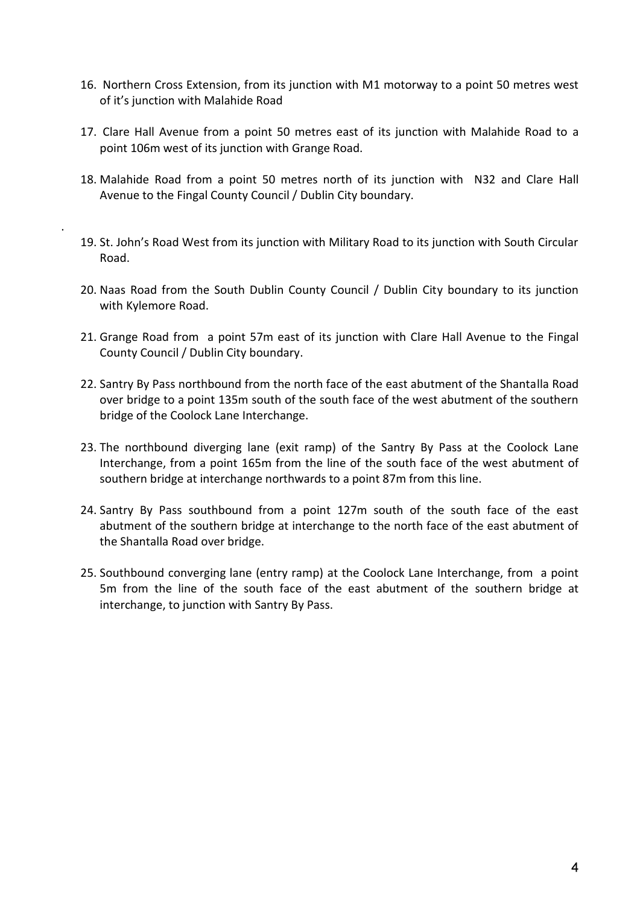16. Northern Cross Extension, from its junction with M1 motorway to a point 50 metres west of it's junction with Malahide Road

17. Clare Hall Avenue from a point 50 metres east of its junction with Malahide Road to a point 106m west of its junction with Grange Road.

18. Malahide Road from a point 50 metres north of its junction with N32 and Clare Hall Avenue to the Fingal County Council / Dublin City boundary.

19. St. John's Road West from its junction with Military Road to its junction with South Circular Road.

20. Naas Road from the South Dublin County Council / Dublin City boundary to its junction with Kylemore Road.

21. Grange Road from a point 57m east of its junction with Clare Hall Avenue to the Fingal County Council / Dublin City boundary.

22. Santry By Pass northbound from the north face of the east abutment of the Shantalla Road over bridge to a point 135m south of the south face of the west abutment of the southern bridge of the Coolock Lane Interchange.

23. The northbound diverging lane (exit ramp) of the Santry By Pass at the Coolock Lane Interchange, from a point 165m from the line of the south face of the west abutment of southern bridge at interchange northwards to a point 87m from this line.

24. Santry By Pass southbound from a point 127m south of the south face of the east abutment of the southern bridge at interchange to the north face of the east abutment of the Shantalla Road over bridge.

25. Southbound converging lane (entry ramp) at the Coolock Lane Interchange, from a point 5m from the line of the south face of the east abutment of the southern bridge at interchange, to junction with Santry By Pass.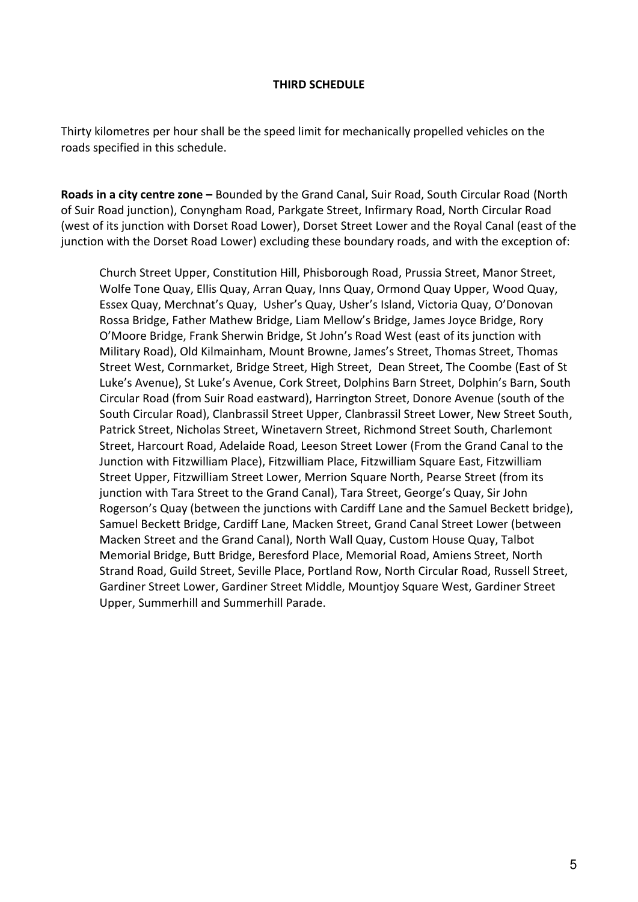**THIRD SCHEDULE**

Thirty kilometres per hour shall be the speed limit for mechanically propelled vehicles on the roads specified in this schedule.

**Roads in a city centre zone –** Bounded by the Grand Canal, Suir Road, South Circular Road (North of Suir Road junction), Conyngham Road, Parkgate Street, Infirmary Road, North Circular Road (west of its junction with Dorset Road Lower), Dorset Street Lower and the Royal Canal (east of the junction with the Dorset Road Lower) excluding these boundary roads, and with the exception of:

> Church Street Upper, Constitution Hill, Phisborough Road, Prussia Street, Manor Street, Wolfe Tone Quay, Ellis Quay, Arran Quay, Inns Quay, Ormond Quay Upper, Wood Quay, Essex Quay, Merchnat's Quay, Usher's Quay, Usher's Island, Victoria Quay, O'Donovan Rossa Bridge, Father Mathew Bridge, Liam Mellow's Bridge, James Joyce Bridge, Rory O'Moore Bridge, Frank Sherwin Bridge, St John's Road West (east of its junction with Military Road), Old Kilmainham, Mount Browne, James's Street, Thomas Street, Thomas Street West, Cornmarket, Bridge Street, High Street, Dean Street, The Coombe (East of St Luke's Avenue), St Luke's Avenue, Cork Street, Dolphins Barn Street, Dolphin's Barn, South Circular Road (from Suir Road eastward), Harrington Street, Donore Avenue (south of the South Circular Road), Clanbrassil Street Upper, Clanbrassil Street Lower, New Street South, Patrick Street, Nicholas Street, Winetavern Street, Richmond Street South, Charlemont Street, Harcourt Road, Adelaide Road, Leeson Street Lower (From the Grand Canal to the Junction with Fitzwilliam Place), Fitzwilliam Place, Fitzwilliam Square East, Fitzwilliam Street Upper, Fitzwilliam Street Lower, Merrion Square North, Pearse Street (from its junction with Tara Street to the Grand Canal), Tara Street, George's Quay, Sir John Rogerson's Quay (between the junctions with Cardiff Lane and the Samuel Beckett bridge), Samuel Beckett Bridge, Cardiff Lane, Macken Street, Grand Canal Street Lower (between Macken Street and the Grand Canal), North Wall Quay, Custom House Quay, Talbot Memorial Bridge, Butt Bridge, Beresford Place, Memorial Road, Amiens Street, North Strand Road, Guild Street, Seville Place, Portland Row, North Circular Road, Russell Street, Gardiner Street Lower, Gardiner Street Middle, Mountjoy Square West, Gardiner Street Upper, Summerhill and Summerhill Parade.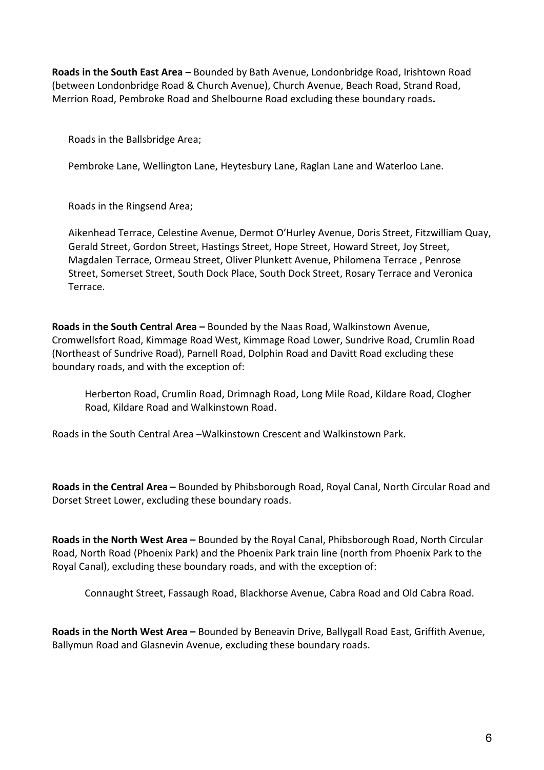**Roads in the South East Area –** Bounded by Bath Avenue, Londonbridge Road, Irishtown Road (between Londonbridge Road & Church Avenue), Church Avenue, Beach Road, Strand Road, Merrion Road, Pembroke Road and Shelbourne Road excluding these boundary roads**.**

Roads in the Ballsbridge Area;

Pembroke Lane, Wellington Lane, Heytesbury Lane, Raglan Lane and Waterloo Lane.

Roads in the Ringsend Area;

Aikenhead Terrace, Celestine Avenue, Dermot O'Hurley Avenue, Doris Street, Fitzwilliam Quay, Gerald Street, Gordon Street, Hastings Street, Hope Street, Howard Street, Joy Street, Magdalen Terrace, Ormeau Street, Oliver Plunkett Avenue, Philomena Terrace , Penrose Street, Somerset Street, South Dock Place, South Dock Street, Rosary Terrace and Veronica Terrace.

**Roads in the South Central Area –** Bounded by the Naas Road, Walkinstown Avenue, Cromwellsfort Road, Kimmage Road West, Kimmage Road Lower, Sundrive Road, Crumlin Road (Northeast of Sundrive Road), Parnell Road, Dolphin Road and Davitt Road excluding these boundary roads, and with the exception of:

Herberton Road, Crumlin Road, Drimnagh Road, Long Mile Road, Kildare Road, Clogher Road, Kildare Road and Walkinstown Road.

Roads in the South Central Area –Walkinstown Crescent and Walkinstown Park.

**Roads in the Central Area –** Bounded by Phibsborough Road, Royal Canal, North Circular Road and Dorset Street Lower, excluding these boundary roads.

**Roads in the North West Area –** Bounded by the Royal Canal, Phibsborough Road, North Circular Road, North Road (Phoenix Park) and the Phoenix Park train line (north from Phoenix Park to the Royal Canal), excluding these boundary roads, and with the exception of:

Connaught Street, Fassaugh Road, Blackhorse Avenue, Cabra Road and Old Cabra Road.

**Roads in the North West Area –** Bounded by Beneavin Drive, Ballygall Road East, Griffith Avenue, Ballymun Road and Glasnevin Avenue, excluding these boundary roads.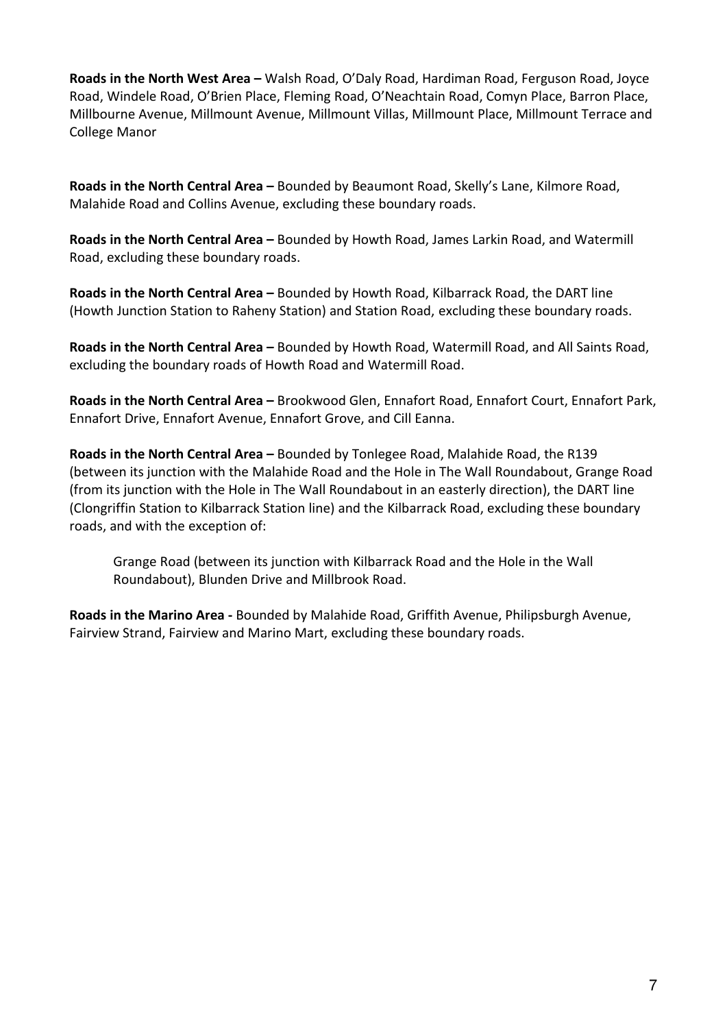**Roads in the North West Area –** Walsh Road, O'Daly Road, Hardiman Road, Ferguson Road, Joyce Road, Windele Road, O'Brien Place, Fleming Road, O'Neachtain Road, Comyn Place, Barron Place, Millbourne Avenue, Millmount Avenue, Millmount Villas, Millmount Place, Millmount Terrace and College Manor

**Roads in the North Central Area –** Bounded by Beaumont Road, Skelly's Lane, Kilmore Road, Malahide Road and Collins Avenue, excluding these boundary roads.

**Roads in the North Central Area –** Bounded by Howth Road, James Larkin Road, and Watermill Road, excluding these boundary roads.

**Roads in the North Central Area –** Bounded by Howth Road, Kilbarrack Road, the DART line (Howth Junction Station to Raheny Station) and Station Road, excluding these boundary roads.

**Roads in the North Central Area –** Bounded by Howth Road, Watermill Road, and All Saints Road, excluding the boundary roads of Howth Road and Watermill Road.

**Roads in the North Central Area –** Brookwood Glen, Ennafort Road, Ennafort Court, Ennafort Park, Ennafort Drive, Ennafort Avenue, Ennafort Grove, and Cill Eanna.

**Roads in the North Central Area –** Bounded by Tonlegee Road, Malahide Road, the R139 (between its junction with the Malahide Road and the Hole in The Wall Roundabout, Grange Road (from its junction with the Hole in The Wall Roundabout in an easterly direction), the DART line (Clongriffin Station to Kilbarrack Station line) and the Kilbarrack Road, excluding these boundary roads, and with the exception of:

> Grange Road (between its junction with Kilbarrack Road and the Hole in the Wall Roundabout), Blunden Drive and Millbrook Road.

**Roads in the Marino Area -** Bounded by Malahide Road, Griffith Avenue, Philipsburgh Avenue, Fairview Strand, Fairview and Marino Mart, excluding these boundary roads.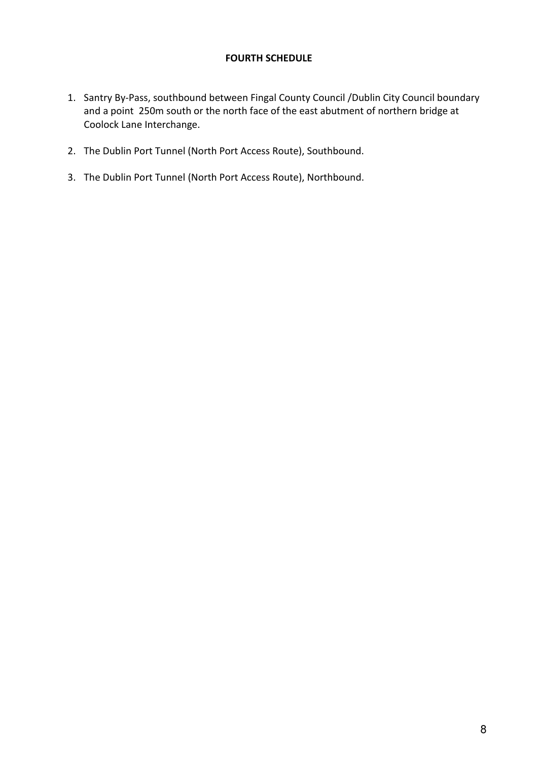**FOURTH SCHEDULE**

1. Santry By-Pass, southbound between Fingal County Council /Dublin City Council boundary and a point 250m south or the north face of the east abutment of northern bridge at Coolock Lane Interchange.
2. The Dublin Port Tunnel (North Port Access Route), Southbound.
3. The Dublin Port Tunnel (North Port Access Route), Northbound.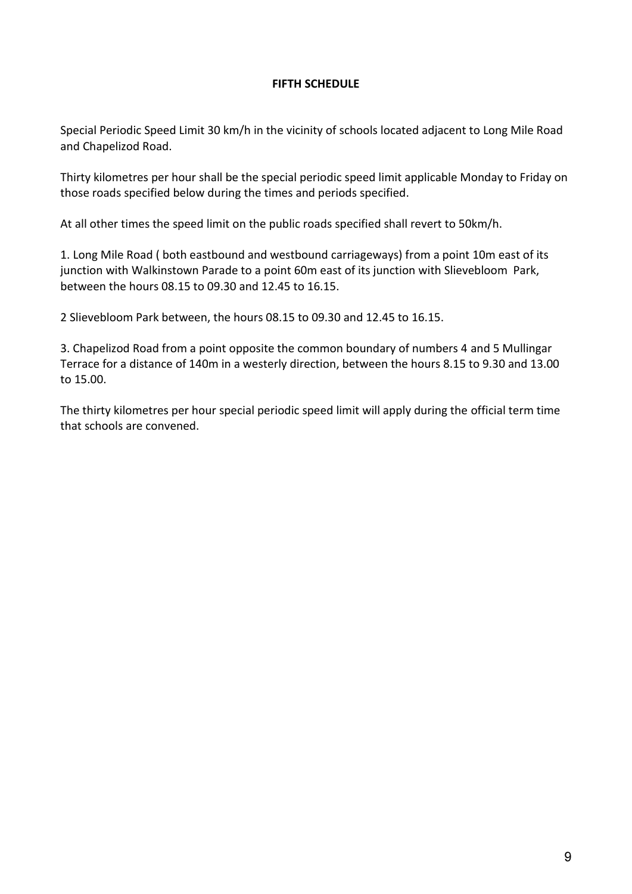**FIFTH SCHEDULE**

Special Periodic Speed Limit 30 km/h in the vicinity of schools located adjacent to Long Mile Road and Chapelizod Road.

Thirty kilometres per hour shall be the special periodic speed limit applicable Monday to Friday on those roads specified below during the times and periods specified.

At all other times the speed limit on the public roads specified shall revert to 50km/h.

1. Long Mile Road ( both eastbound and westbound carriageways) from a point 10m east of its junction with Walkinstown Parade to a point 60m east of its junction with Slievebloom Park, between the hours 08.15 to 09.30 and 12.45 to 16.15.

2 Slievebloom Park between, the hours 08.15 to 09.30 and 12.45 to 16.15.

3. Chapelizod Road from a point opposite the common boundary of numbers 4 and 5 Mullingar Terrace for a distance of 140m in a westerly direction, between the hours 8.15 to 9.30 and 13.00 to 15.00.

The thirty kilometres per hour special periodic speed limit will apply during the official term time that schools are convened.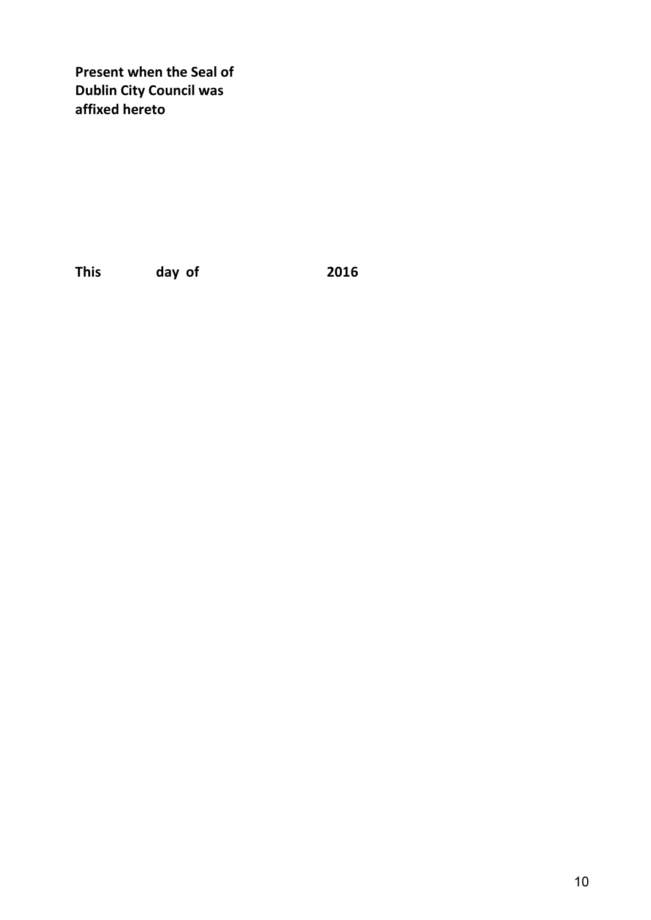**Present when the Seal of Dublin City Council was affixed hereto**

**This day of 2016**